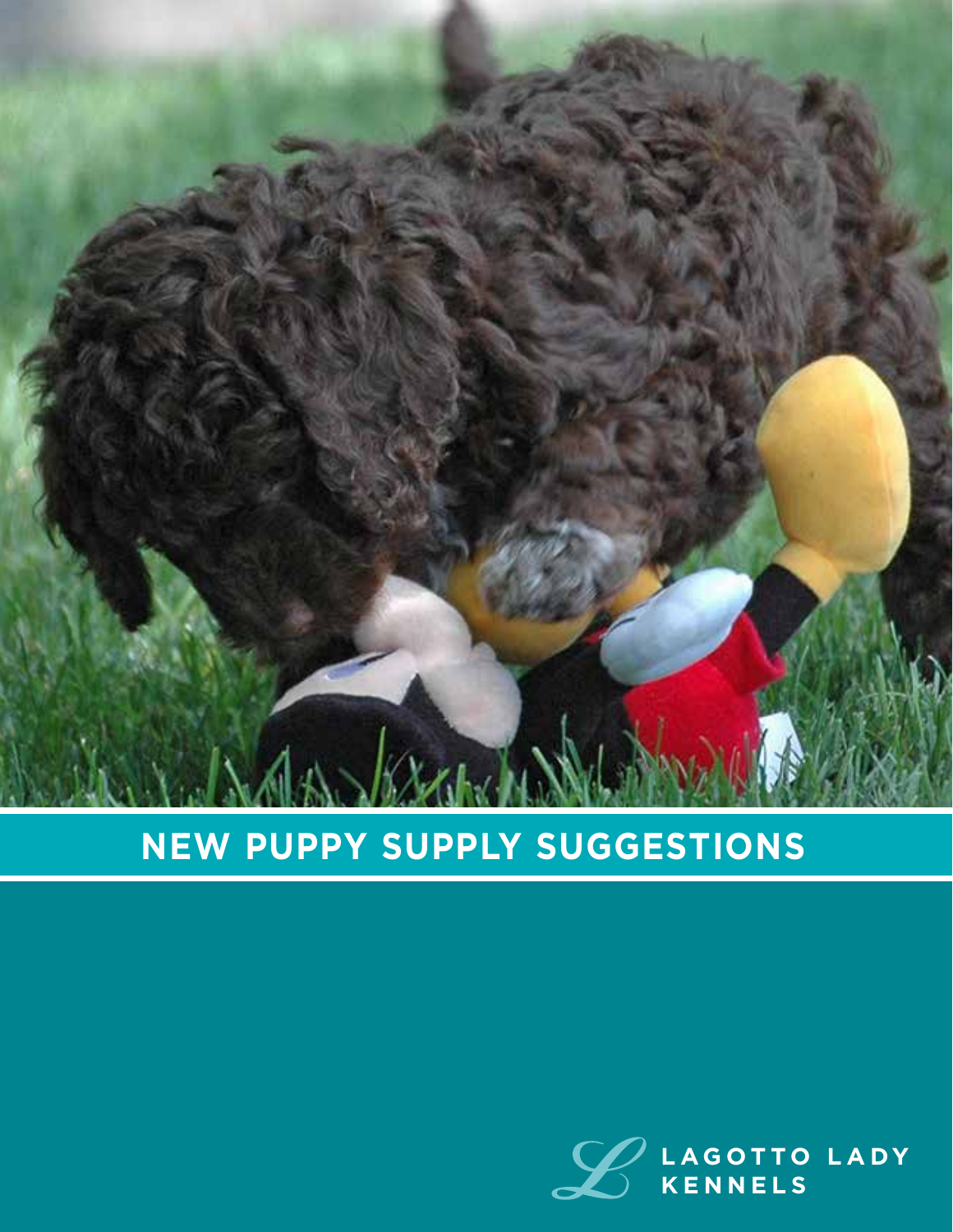# NEW PUPPY SUPPLY SUGGESTIONS

LAGOTTO LADY KENNELS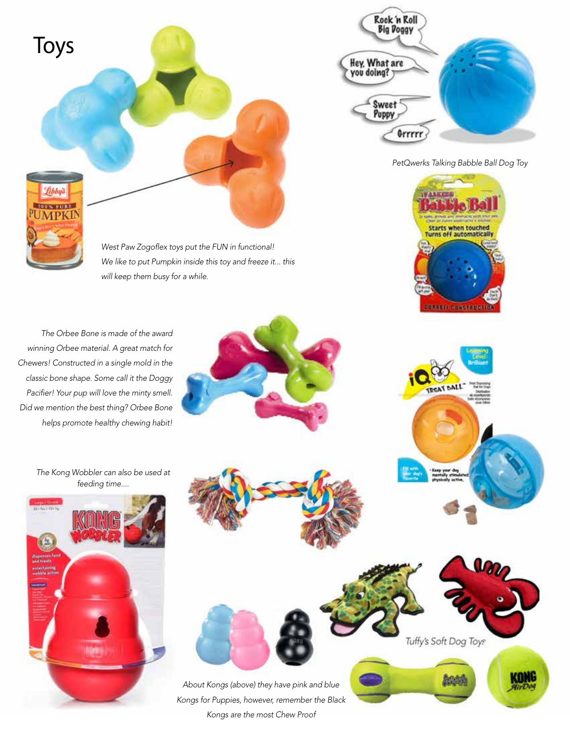# Toys

*West Paw Zogoflex toys put the FUN in functional! We like to put Pumpkin inside this toy and freeze it... this will keep them busy for a while.*

*PetQwerks Talking Babble Ball Dog Toy*

*The Orbee Bone is made of the award winning Orbee material. A great match for Chewers! Constructed in a single mold in the classic bone shape. Some call it the Doggy Pacifier! Your pup will love the minty smell. Did we mention the best thing? Orbee Bone helps promote healthy chewing habit!*

*The Kong Wobbler can also be used at feeding time....*

*Tuffy's Soft Dog Toys*

*About Kongs (above) they have pink and blue Kongs for Puppies, however, remember the Black Kongs are the most Chew Proof*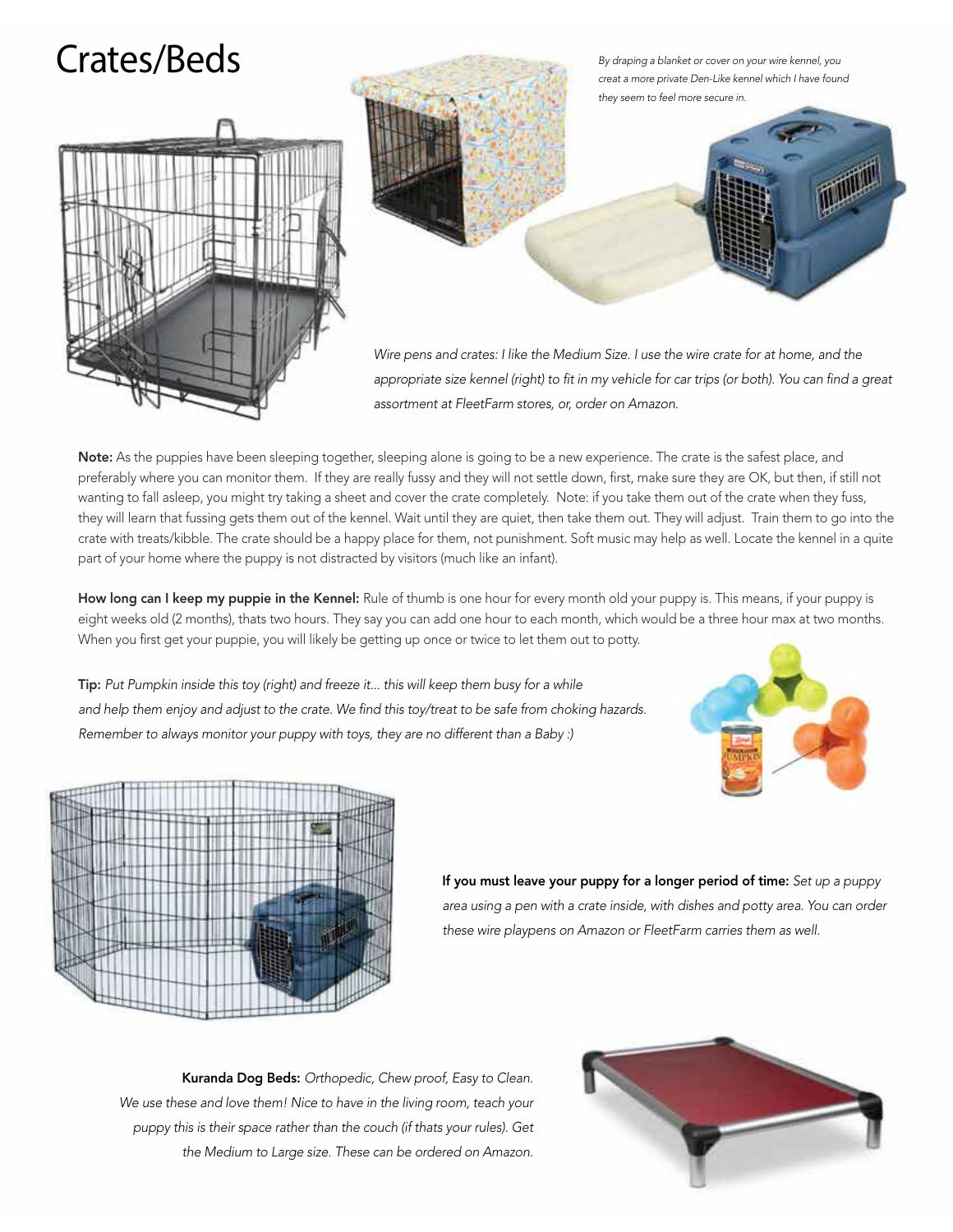# Crates/Beds

*By draping a blanket or cover on your wire kennel, you creat a more private Den-Like kennel which I have found they seem to feel more secure in.*

*Wire pens and crates: I like the Medium Size. I use the wire crate for at home, and the appropriate size kennel (right) to fit in my vehicle for car trips (or both). You can find a great assortment at FleetFarm stores, or, order on Amazon.*

**Note:** As the puppies have been sleeping together, sleeping alone is going to be a new experience. The crate is the safest place, and preferably where you can monitor them. If they are really fussy and they will not settle down, first, make sure they are OK, but then, if still not wanting to fall asleep, you might try taking a sheet and cover the crate completely. Note: if you take them out of the crate when they fuss, they will learn that fussing gets them out of the kennel. Wait until they are quiet, then take them out. They will adjust. Train them to go into the crate with treats/kibble. The crate should be a happy place for them, not punishment. Soft music may help as well. Locate the kennel in a quite part of your home where the puppy is not distracted by visitors (much like an infant).

**How long can I keep my puppie in the Kennel:** Rule of thumb is one hour for every month old your puppy is. This means, if your puppy is eight weeks old (2 months), thats two hours. They say you can add one hour to each month, which would be a three hour max at two months. When you first get your puppie, you will likely be getting up once or twice to let them out to potty.

**Tip:** *Put Pumpkin inside this toy (right) and freeze it... this will keep them busy for a while and help them enjoy and adjust to the crate. We find this toy/treat to be safe from choking hazards. Remember to always monitor your puppy with toys, they are no different than a Baby :)*

**If you must leave your puppy for a longer period of time:** *Set up a puppy area using a pen with a crate inside, with dishes and potty area. You can order these wire playpens on Amazon or FleetFarm carries them as well.*

**Kuranda Dog Beds:** *Orthopedic, Chew proof, Easy to Clean. We use these and love them! Nice to have in the living room, teach your puppy this is their space rather than the couch (if thats your rules). Get the Medium to Large size. These can be ordered on Amazon.*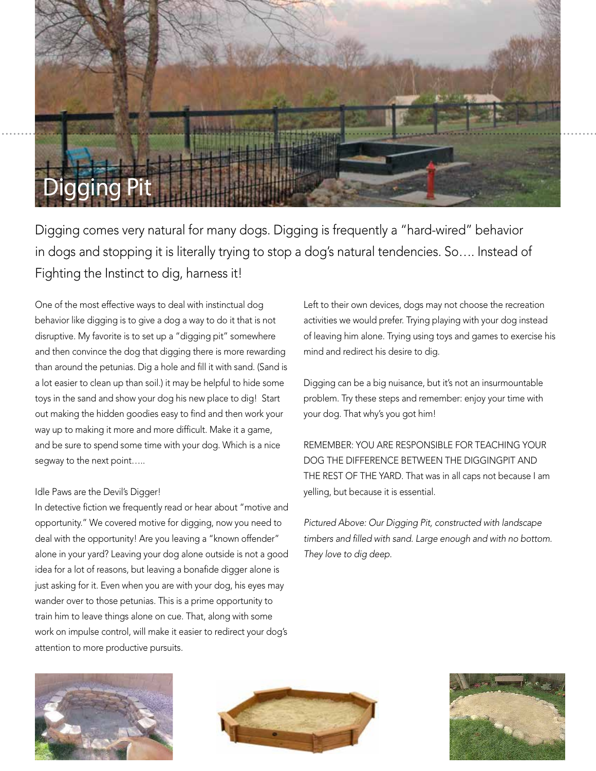# Digging Pit

Digging comes very natural for many dogs. Digging is frequently a "hard-wired" behavior in dogs and stopping it is literally trying to stop a dog's natural tendencies. So…. Instead of Fighting the Instinct to dig, harness it!

One of the most effective ways to deal with instinctual dog behavior like digging is to give a dog a way to do it that is not disruptive. My favorite is to set up a "digging pit" somewhere and then convince the dog that digging there is more rewarding than around the petunias. Dig a hole and fill it with sand. (Sand is a lot easier to clean up than soil.) it may be helpful to hide some toys in the sand and show your dog his new place to dig! Start out making the hidden goodies easy to find and then work your way up to making it more and more difficult. Make it a game, and be sure to spend some time with your dog. Which is a nice segway to the next point…..

Idle Paws are the Devil's Digger!

In detective fiction we frequently read or hear about "motive and opportunity." We covered motive for digging, now you need to deal with the opportunity! Are you leaving a "known offender" alone in your yard? Leaving your dog alone outside is not a good idea for a lot of reasons, but leaving a bonafide digger alone is just asking for it. Even when you are with your dog, his eyes may wander over to those petunias. This is a prime opportunity to train him to leave things alone on cue. That, along with some work on impulse control, will make it easier to redirect your dog's attention to more productive pursuits.

Left to their own devices, dogs may not choose the recreation activities we would prefer. Trying playing with your dog instead of leaving him alone. Trying using toys and games to exercise his mind and redirect his desire to dig.

Digging can be a big nuisance, but it's not an insurmountable problem. Try these steps and remember: enjoy your time with your dog. That why's you got him!

REMEMBER: YOU ARE RESPONSIBLE FOR TEACHING YOUR DOG THE DIFFERENCE BETWEEN THE DIGGINGPIT AND THE REST OF THE YARD. That was in all caps not because I am yelling, but because it is essential.

*Pictured Above: Our Digging Pit, constructed with landscape timbers and filled with sand. Large enough and with no bottom. They love to dig deep.*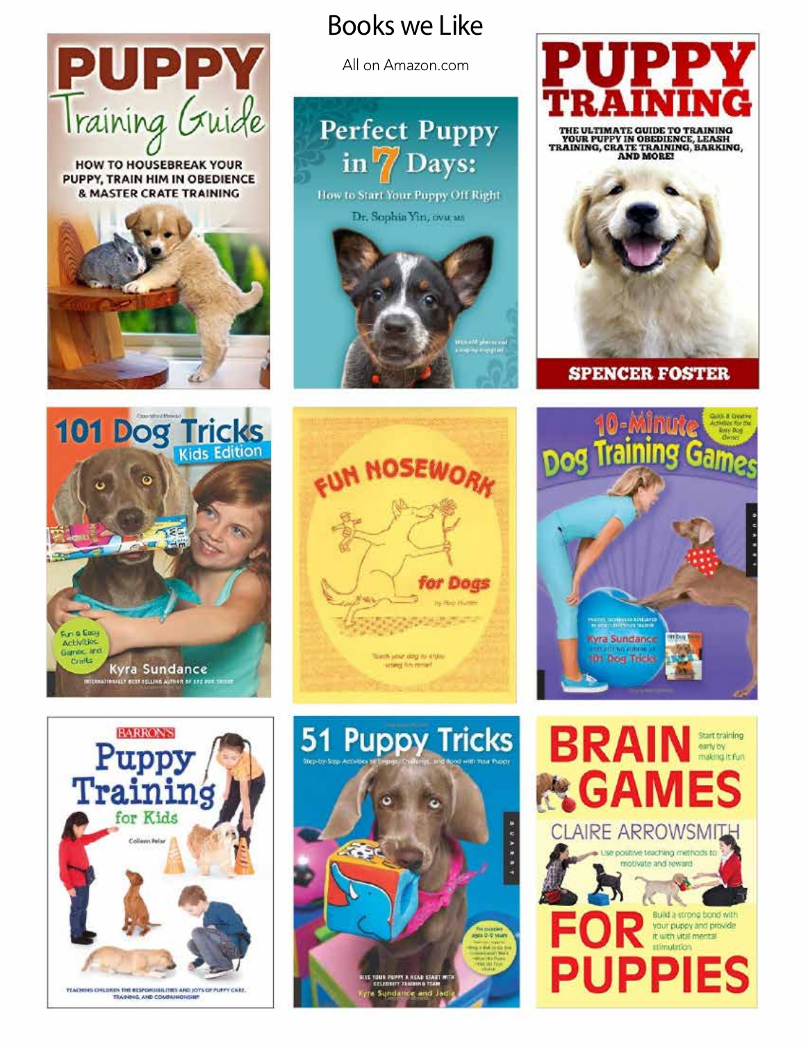# Books we Like

All on Amazon.com

**PUPPY Training Guide** — HOW TO HOUSEBREAK YOUR PUPPY, TRAIN HIM IN OBEDIENCE & MASTER CRATE TRAINING

**Perfect Puppy in 7 Days:** How to Start Your Puppy Off Right — Dr. Sophia Yin, DVM, MS

**PUPPY TRAINING** — THE ULTIMATE GUIDE TO TRAINING YOUR PUPPY IN OBEDIENCE, LEASH TRAINING, CRATE TRAINING, BARKING, AND MORE! — SPENCER FOSTER

**101 Dog Tricks Kids Edition** — Fun & Easy Activities, Games, and Crafts — Kyra Sundance

**FUN NOSEWORK for Dogs**

**10-Minute Dog Training Games** — Kyra Sundance

**BARRON'S Puppy Training for Kids** — Colleen Pelar — TEACHING CHILDREN THE RESPONSIBILITIES AND JOYS OF PUPPY CARE, TRAINING, AND COMPANIONSHIP

**51 Puppy Tricks** — Kyra Sundance and Jadie

**BRAIN GAMES FOR PUPPIES** — CLAIRE ARROWSMITH — Start training early by making it fun. Use positive teaching methods to motivate and reward. Build a strong bond with your puppy and provide it with vital mental stimulation.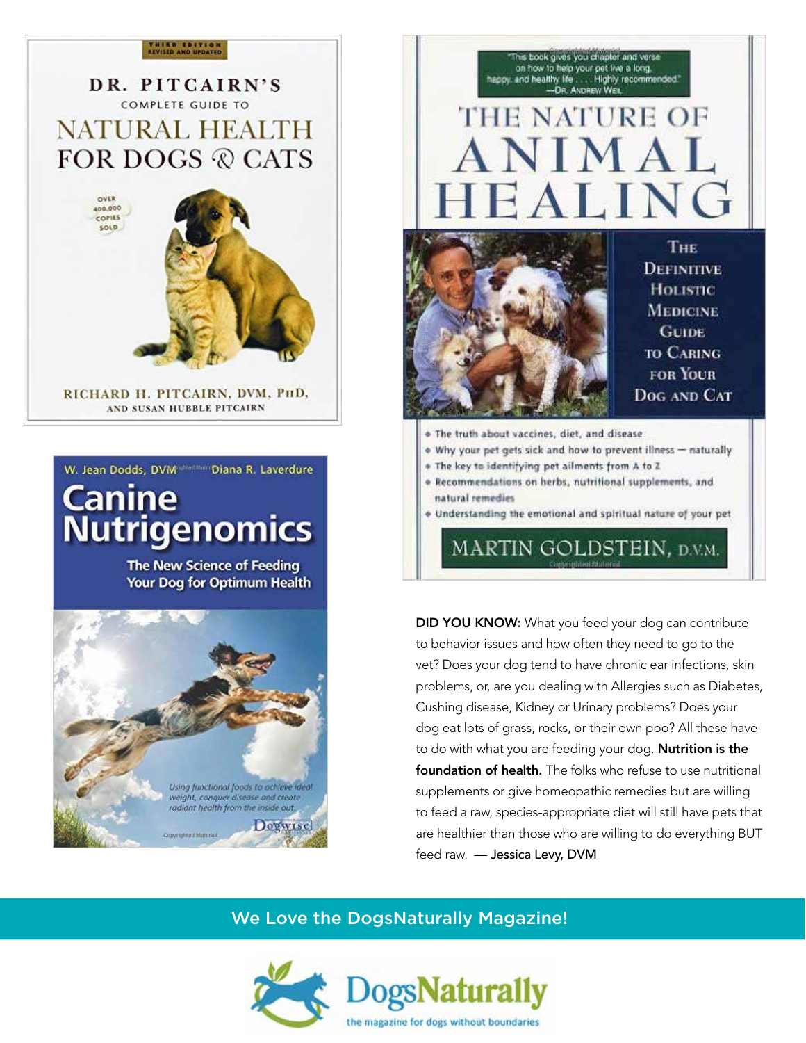THIRD EDITION REVISED AND UPDATED

DR. PITCAIRN'S COMPLETE GUIDE TO NATURAL HEALTH FOR DOGS & CATS

OVER 400,000 COPIES SOLD

RICHARD H. PITCAIRN, DVM, PHD, AND SUSAN HUBBLE PITCAIRN

"This book gives you chapter and verse on how to help your pet live a long, happy, and healthy life . . . . Highly recommended." —DR. ANDREW WEIL

THE NATURE OF ANIMAL HEALING

The Definitive Holistic Medicine Guide to Caring for Your Dog and Cat

- The truth about vaccines, diet, and disease
- Why your pet gets sick and how to prevent illness — naturally
- The key to identifying pet ailments from A to Z
- Recommendations on herbs, nutritional supplements, and natural remedies
- Understanding the emotional and spiritual nature of your pet

MARTIN GOLDSTEIN, D.V.M.

W. Jean Dodds, DVM · Diana R. Laverdure

Canine Nutrigenomics

The New Science of Feeding Your Dog for Optimum Health

*Using functional foods to achieve ideal weight, conquer disease and create radiant health from the inside out.*

Dogwise

**DID YOU KNOW:** What you feed your dog can contribute to behavior issues and how often they need to go to the vet? Does your dog tend to have chronic ear infections, skin problems, or, are you dealing with Allergies such as Diabetes, Cushing disease, Kidney or Urinary problems? Does your dog eat lots of grass, rocks, or their own poo? All these have to do with what you are feeding your dog. **Nutrition is the foundation of health.** The folks who refuse to use nutritional supplements or give homeopathic remedies but are willing to feed a raw, species-appropriate diet will still have pets that are healthier than those who are willing to do everything BUT feed raw. — Jessica Levy, DVM

We Love the DogsNaturally Magazine!

DogsNaturally

the magazine for dogs without boundaries